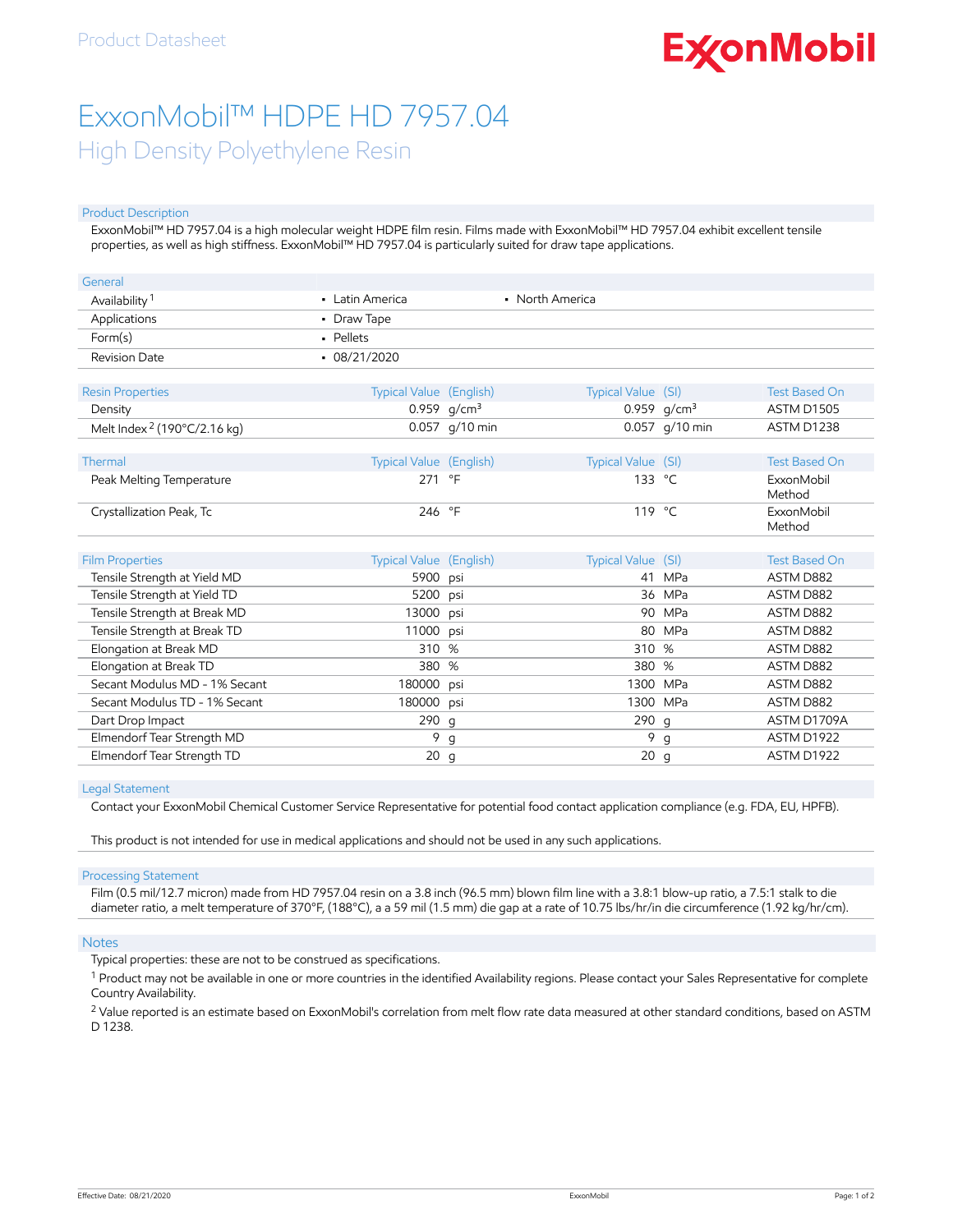Product Datasheet

# ExxonMobil™ HDPE HD 7957.04

## High Density Polyethylene Resin

### Product Description

ExxonMobil™ HD 7957.04 is a high molecular weight HDPE film resin. Films made with ExxonMobil™ HD 7957.04 exhibit excellent tensile properties, as well as high stiffness. ExxonMobil™ HD 7957.04 is particularly suited for draw tape applications.

| General | | |
|---|---|---|
| Availability [1] | • Latin America | • North America |
| Applications | • Draw Tape | |
| Form(s) | • Pellets | |
| Revision Date | • 08/21/2020 | |

| Resin Properties | Typical Value (English) | | Typical Value (SI) | | Test Based On |
|---|---|---|---|---|---|
| Density | 0.959 | g/cm³ | 0.959 | g/cm³ | ASTM D1505 |
| Melt Index [2] (190°C/2.16 kg) | 0.057 | g/10 min | 0.057 | g/10 min | ASTM D1238 |

| Thermal | Typical Value (English) | | Typical Value (SI) | | Test Based On |
|---|---|---|---|---|---|
| Peak Melting Temperature | 271 | °F | 133 | °C | ExxonMobil Method |
| Crystallization Peak, Tc | 246 | °F | 119 | °C | ExxonMobil Method |

| Film Properties | Typical Value (English) | | Typical Value (SI) | | Test Based On |
|---|---|---|---|---|---|
| Tensile Strength at Yield MD | 5900 | psi | 41 | MPa | ASTM D882 |
| Tensile Strength at Yield TD | 5200 | psi | 36 | MPa | ASTM D882 |
| Tensile Strength at Break MD | 13000 | psi | 90 | MPa | ASTM D882 |
| Tensile Strength at Break TD | 11000 | psi | 80 | MPa | ASTM D882 |
| Elongation at Break MD | 310 | % | 310 | % | ASTM D882 |
| Elongation at Break TD | 380 | % | 380 | % | ASTM D882 |
| Secant Modulus MD - 1% Secant | 180000 | psi | 1300 | MPa | ASTM D882 |
| Secant Modulus TD - 1% Secant | 180000 | psi | 1300 | MPa | ASTM D882 |
| Dart Drop Impact | 290 | g | 290 | g | ASTM D1709A |
| Elmendorf Tear Strength MD | 9 | g | 9 | g | ASTM D1922 |
| Elmendorf Tear Strength TD | 20 | g | 20 | g | ASTM D1922 |

### Legal Statement

Contact your ExxonMobil Chemical Customer Service Representative for potential food contact application compliance (e.g. FDA, EU, HPFB).

This product is not intended for use in medical applications and should not be used in any such applications.

### Processing Statement

Film (0.5 mil/12.7 micron) made from HD 7957.04 resin on a 3.8 inch (96.5 mm) blown film line with a 3.8:1 blow-up ratio, a 7.5:1 stalk to die diameter ratio, a melt temperature of 370°F, (188°C), a a 59 mil (1.5 mm) die gap at a rate of 10.75 lbs/hr/in die circumference (1.92 kg/hr/cm).

### Notes

Typical properties: these are not to be construed as specifications.

[1] Product may not be available in one or more countries in the identified Availability regions. Please contact your Sales Representative for complete Country Availability.

[2] Value reported is an estimate based on ExxonMobil's correlation from melt flow rate data measured at other standard conditions, based on ASTM D 1238.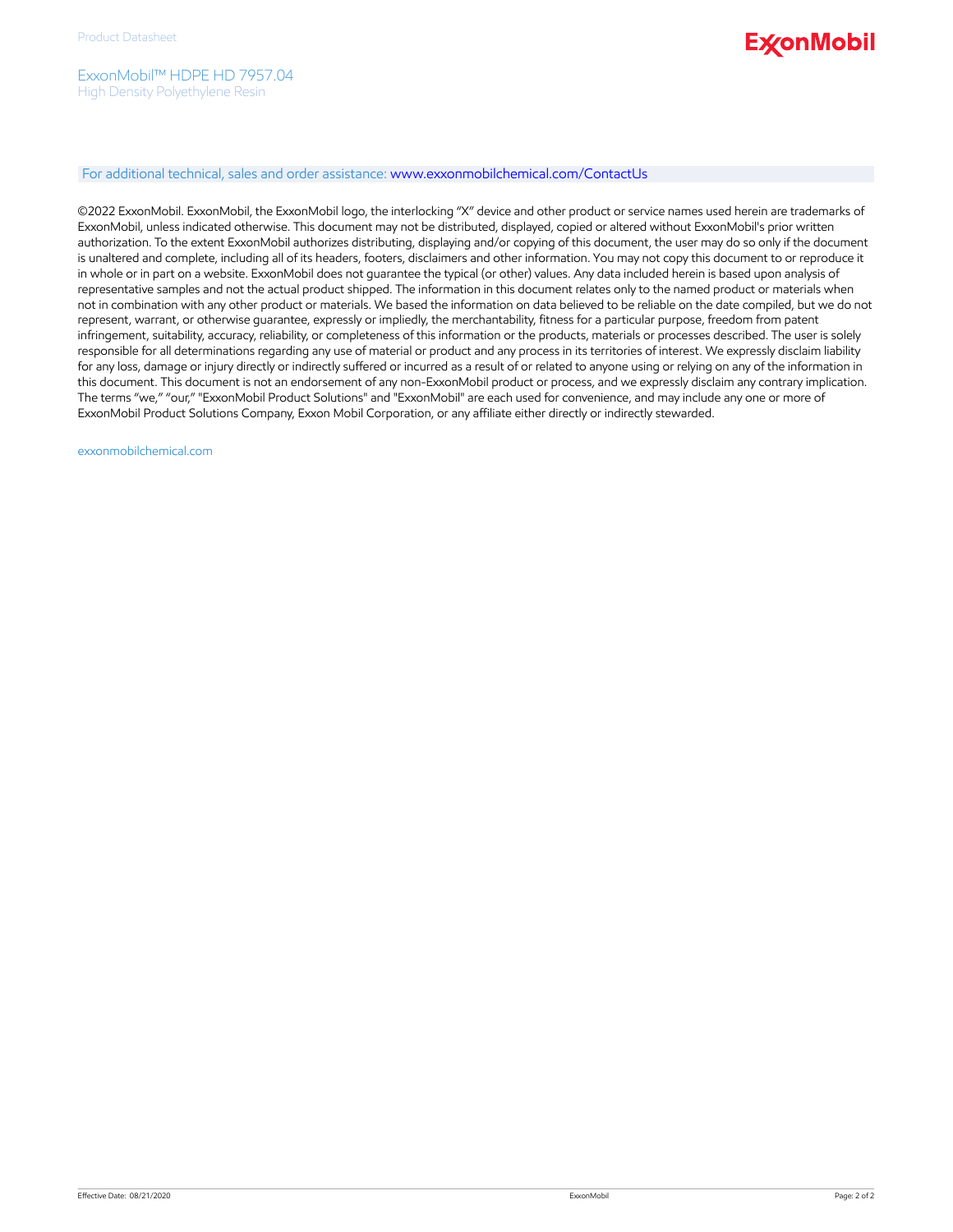For additional technical, sales and order assistance: www.exxonmobilchemical.com/ContactUs

©2022 ExxonMobil. ExxonMobil, the ExxonMobil logo, the interlocking "X" device and other product or service names used herein are trademarks of ExxonMobil, unless indicated otherwise. This document may not be distributed, displayed, copied or altered without ExxonMobil's prior written authorization. To the extent ExxonMobil authorizes distributing, displaying and/or copying of this document, the user may do so only if the document is unaltered and complete, including all of its headers, footers, disclaimers and other information. You may not copy this document to or reproduce it in whole or in part on a website. ExxonMobil does not guarantee the typical (or other) values. Any data included herein is based upon analysis of representative samples and not the actual product shipped. The information in this document relates only to the named product or materials when not in combination with any other product or materials. We based the information on data believed to be reliable on the date compiled, but we do not represent, warrant, or otherwise guarantee, expressly or impliedly, the merchantability, fitness for a particular purpose, freedom from patent infringement, suitability, accuracy, reliability, or completeness of this information or the products, materials or processes described. The user is solely responsible for all determinations regarding any use of material or product and any process in its territories of interest. We expressly disclaim liability for any loss, damage or injury directly or indirectly suffered or incurred as a result of or related to anyone using or relying on any of the information in this document. This document is not an endorsement of any non-ExxonMobil product or process, and we expressly disclaim any contrary implication. The terms "we," "our," "ExxonMobil Product Solutions" and "ExxonMobil" are each used for convenience, and may include any one or more of ExxonMobil Product Solutions Company, Exxon Mobil Corporation, or any affiliate either directly or indirectly stewarded.

exxonmobilchemical.com

Effective Date: 08/21/2020